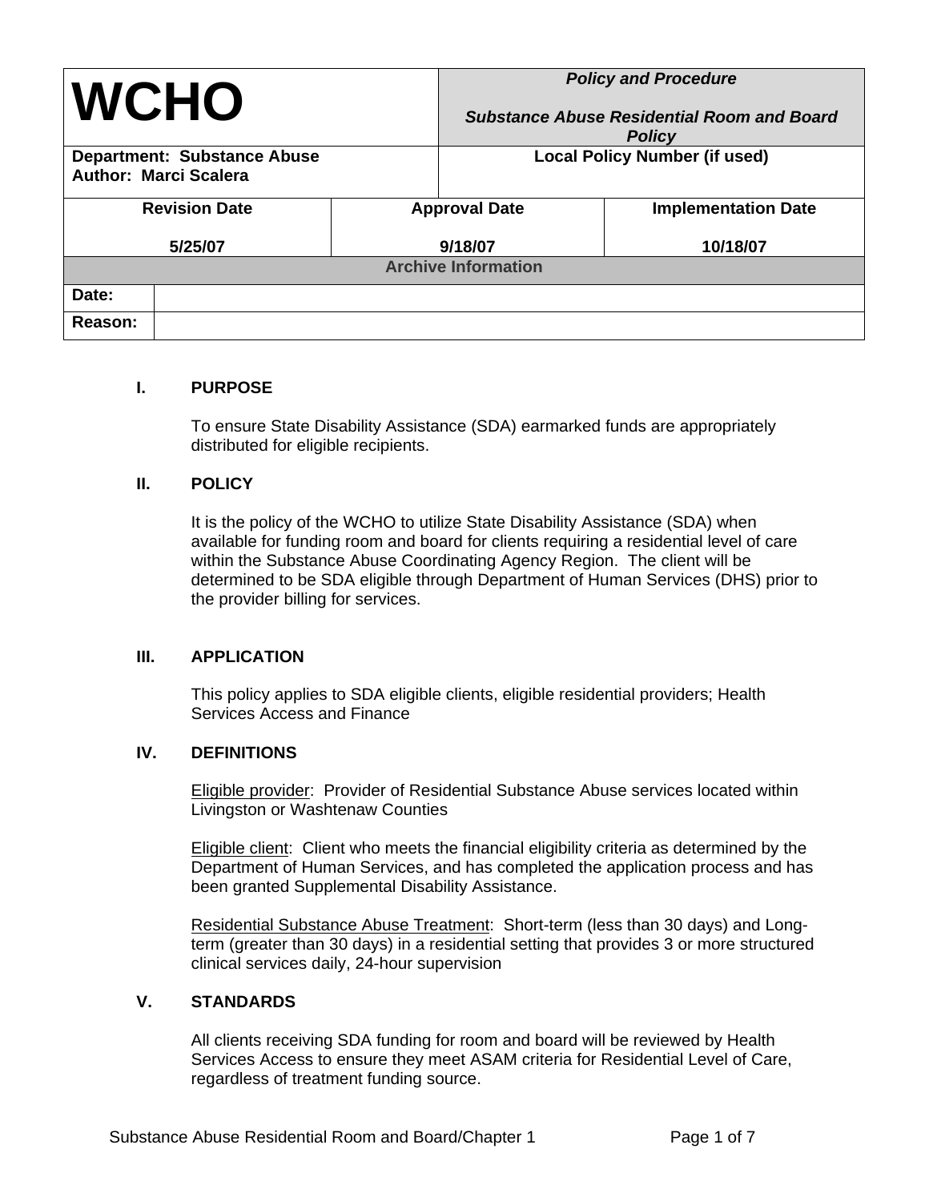| **WCHO** | | ***Policy and Procedure***<br><br>***Substance Abuse Residential Room and Board Policy*** |
|---|---|---|
| **Department: Substance Abuse**<br>**Author: Marci Scalera** | | **Local Policy Number (if used)** |
| **Revision Date**<br><br>**5/25/07** | **Approval Date**<br><br>**9/18/07** | **Implementation Date**<br><br>**10/18/07** |
| **Archive Information** | | |
| **Date:** | | |
| **Reason:** | | |

## I. PURPOSE

To ensure State Disability Assistance (SDA) earmarked funds are appropriately distributed for eligible recipients.

## II. POLICY

It is the policy of the WCHO to utilize State Disability Assistance (SDA) when available for funding room and board for clients requiring a residential level of care within the Substance Abuse Coordinating Agency Region. The client will be determined to be SDA eligible through Department of Human Services (DHS) prior to the provider billing for services.

## III. APPLICATION

This policy applies to SDA eligible clients, eligible residential providers; Health Services Access and Finance

## IV. DEFINITIONS

Eligible provider: Provider of Residential Substance Abuse services located within Livingston or Washtenaw Counties

Eligible client: Client who meets the financial eligibility criteria as determined by the Department of Human Services, and has completed the application process and has been granted Supplemental Disability Assistance.

Residential Substance Abuse Treatment: Short-term (less than 30 days) and Long-term (greater than 30 days) in a residential setting that provides 3 or more structured clinical services daily, 24-hour supervision

## V. STANDARDS

All clients receiving SDA funding for room and board will be reviewed by Health Services Access to ensure they meet ASAM criteria for Residential Level of Care, regardless of treatment funding source.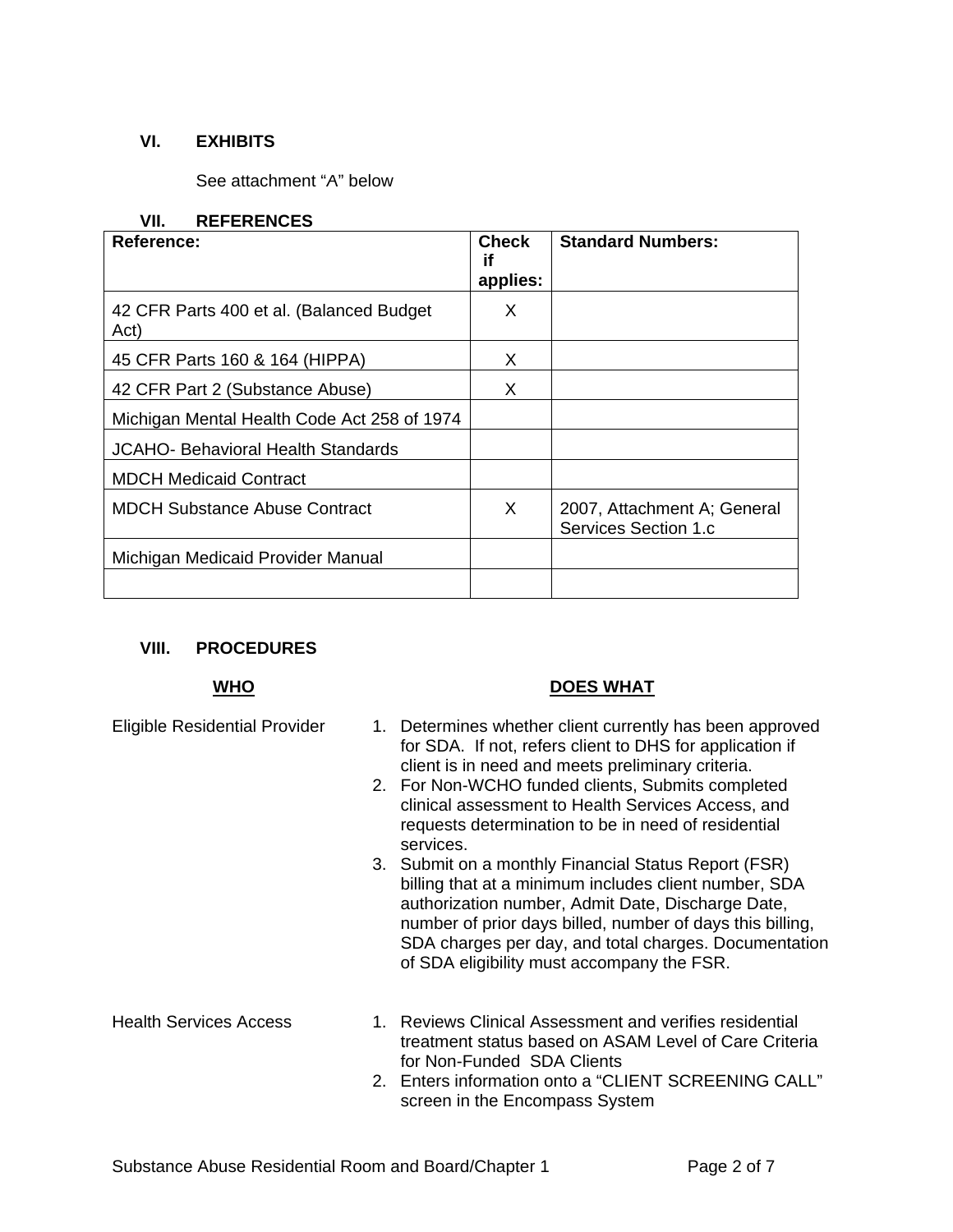## VI. EXHIBITS

See attachment "A" below

## VII. REFERENCES

| Reference: | Check if applies: | Standard Numbers: |
|---|---|---|
| 42 CFR Parts 400 et al. (Balanced Budget Act) | X | |
| 45 CFR Parts 160 & 164 (HIPPA) | X | |
| 42 CFR Part 2 (Substance Abuse) | X | |
| Michigan Mental Health Code Act 258 of 1974 | | |
| JCAHO- Behavioral Health Standards | | |
| MDCH Medicaid Contract | | |
| MDCH Substance Abuse Contract | X | 2007, Attachment A; General Services Section 1.c |
| Michigan Medicaid Provider Manual | | |
| | | |

## VIII. PROCEDURES

| WHO | DOES WHAT |
|---|---|
| Eligible Residential Provider | 1. Determines whether client currently has been approved for SDA. If not, refers client to DHS for application if client is in need and meets preliminary criteria.<br>2. For Non-WCHO funded clients, Submits completed clinical assessment to Health Services Access, and requests determination to be in need of residential services.<br>3. Submit on a monthly Financial Status Report (FSR) billing that at a minimum includes client number, SDA authorization number, Admit Date, Discharge Date, number of prior days billed, number of days this billing, SDA charges per day, and total charges. Documentation of SDA eligibility must accompany the FSR. |
| Health Services Access | 1. Reviews Clinical Assessment and verifies residential treatment status based on ASAM Level of Care Criteria for Non-Funded SDA Clients<br>2. Enters information onto a "CLIENT SCREENING CALL" screen in the Encompass System |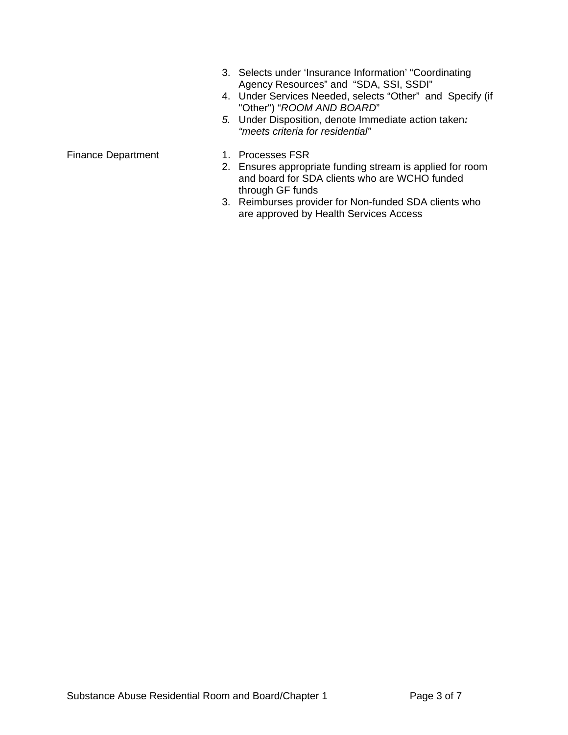|  |  |
| --- | --- |
|  | 3. Selects under 'Insurance Information' "Coordinating Agency Resources" and "SDA, SSI, SSDI"<br>4. Under Services Needed, selects "Other" and Specify (if "Other") "*ROOM AND BOARD*"<br>*5.* Under Disposition, denote Immediate action taken***:*** *"meets criteria for residential"* |
| Finance Department | 1. Processes FSR<br>2. Ensures appropriate funding stream is applied for room and board for SDA clients who are WCHO funded through GF funds<br>3. Reimburses provider for Non-funded SDA clients who are approved by Health Services Access |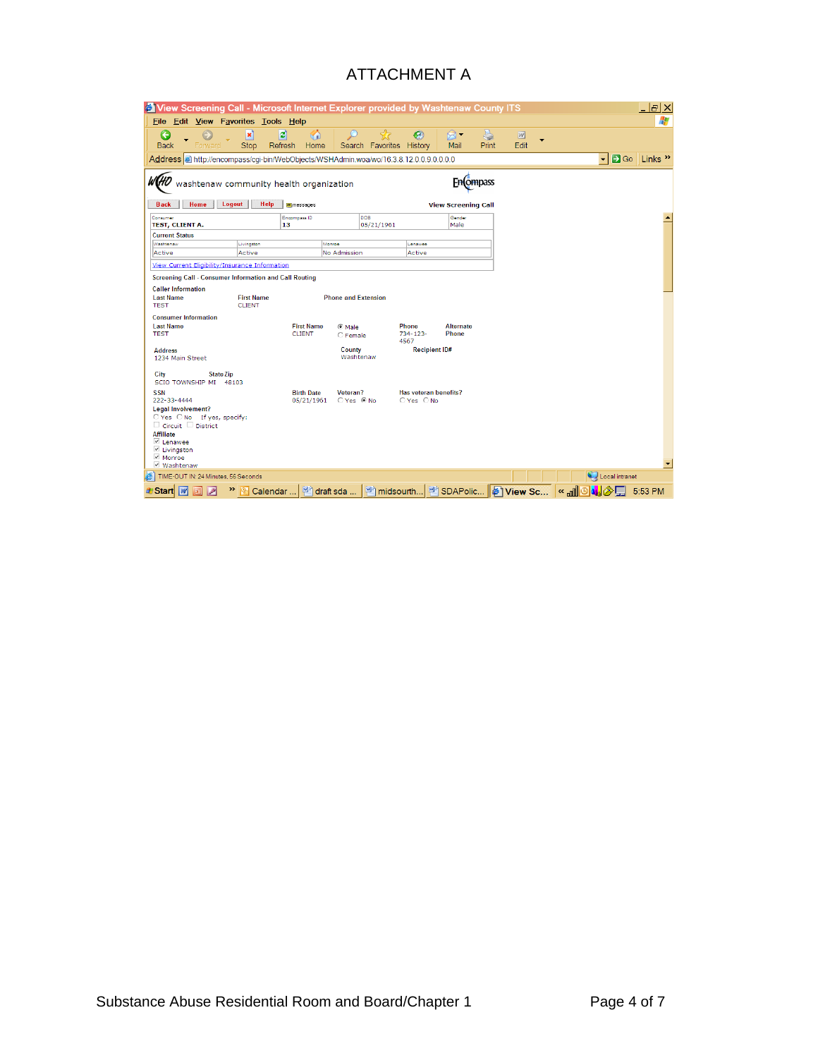# ATTACHMENT A

View Screening Call - Microsoft Internet Explorer provided by Washtenaw County ITS

File Edit View Favorites Tools Help

Back Forward Stop Refresh Home Search Favorites History Mail Print Edit

Address http://encompass/cgi-bin/WebObjects/WSHAdmin.woa/wo/16.3.8.12.0.0.9.0.0.0.0

WCHO washtenaw community health organization — Encompass

Back | Home | Logout | Help | messages — **View Screening Call**

| Consumer | Encompass ID | DOB | Gender |
|---|---|---|---|
| TEST, CLIENT A. | 13 | 05/21/1961 | Male |

Current Status

| Washtenaw | Livingston | Monroe | Lenawee |
|---|---|---|---|
| Active | Active | No Admission | Active |

View Current Eligibility/Insurance Information

Screening Call - Consumer Information and Call Routing

**Caller Information**

| Last Name | First Name | Phone and Extension |
|---|---|---|
| TEST | CLIENT | |

**Consumer Information**

| Last Name | First Name | | Phone | Alternate Phone |
|---|---|---|---|---|
| TEST | CLIENT | ◉ Male ○ Female | 734-123-4567 | |

Address: 1234 Main Street — County: Washtenaw — Recipient ID#

City: SCIO TOWNSHIP — State: MI — Zip: 48103

SSN: 222-33-4444 — Birth Date: 05/21/1961 — Veteran? ○ Yes ◉ No — Has veteran benefits? ○ Yes ○ No

Legal Involvement? ○ Yes ○ No If yes, specify: ☐ Circuit ☐ District

Affiliate
- ☑ Lenawee
- ☑ Livingston
- ☑ Monroe
- ☑ Washtenaw

TIME-OUT IN: 24 Minutes, 56 Seconds — Local intranet

Start | Calendar ... | draft sda ... | midsourth... | SDAPolic... | View Sc... | 5:53 PM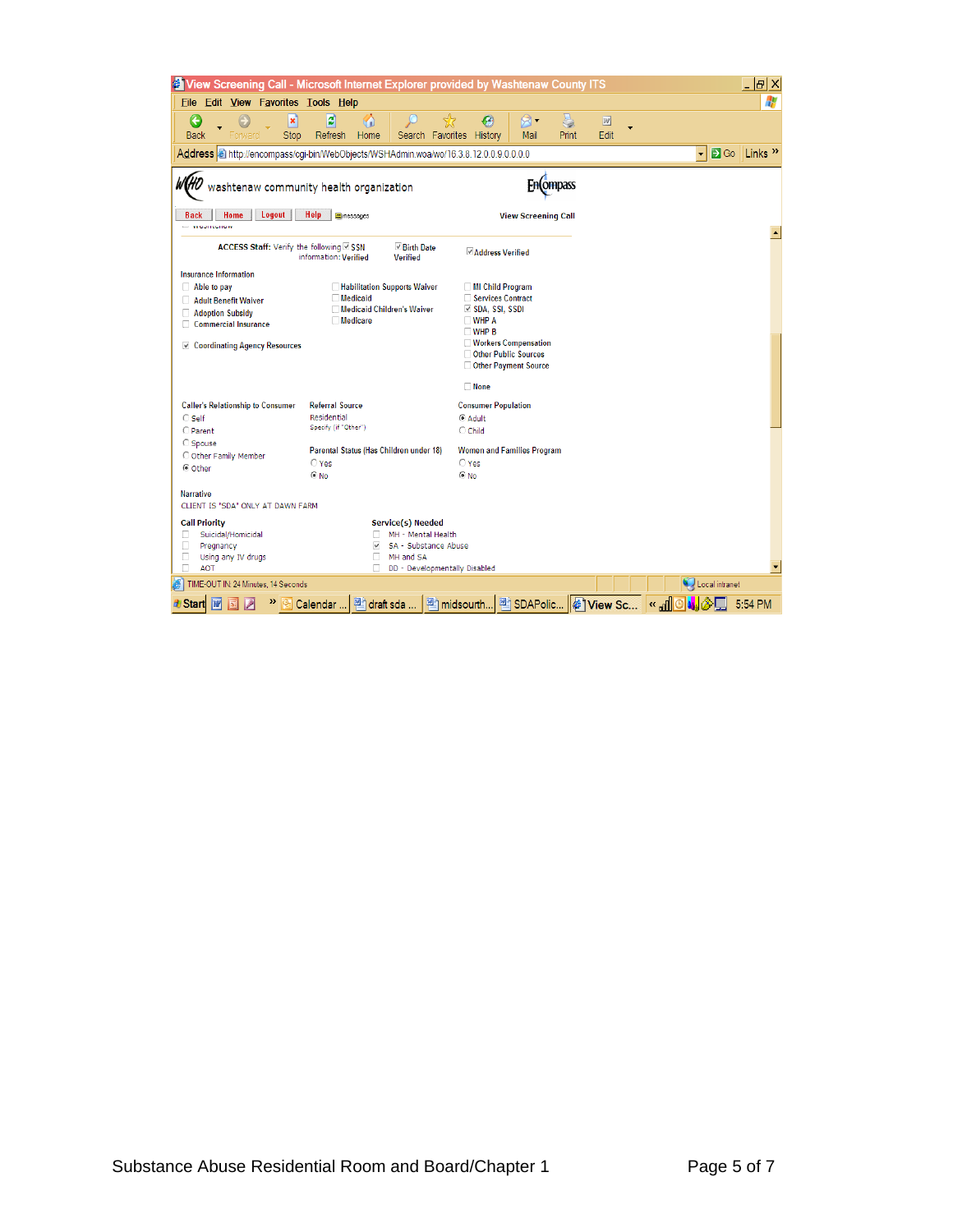View Screening Call - Microsoft Internet Explorer provided by Washtenaw County ITS

File Edit View Favorites Tools Help

Back Forward Stop Refresh Home Search Favorites History Mail Print Edit

Address http://encompass/cgi-bin/WebObjects/WSHAdmin.woa/wo/16.3.8.12.0.0.9.0.0.0.0

washtenaw community health organization — Encompass

Back | Home | Logout | Help | messages

**View Screening Call**

ACCESS Staff: Verify the following information: ☑ SSN Verified ☑ Birth Date Verified ☑ Address Verified

**Insurance Information**

- ☐ Able to pay
- ☐ Adult Benefit Waiver
- ☐ Adoption Subsidy
- ☐ Commercial Insurance
- ☑ Coordinating Agency Resources
- ☐ Habilitation Supports Waiver
- ☐ Medicaid
- ☐ Medicaid Children's Waiver
- ☐ Medicare
- ☐ MI Child Program
- ☐ Services Contract
- ☑ SDA, SSI, SSDI
- ☐ WHP A
- ☐ WHP B
- ☐ Workers Compensation
- ☐ Other Public Sources
- ☐ Other Payment Source
- ☐ None

**Caller's Relationship to Consumer**

- ○ Self
- ○ Parent
- ○ Spouse
- ○ Other Family Member
- ◉ Other

**Referral Source**

Residential

Specify (if "Other")

**Parental Status (Has Children under 18)**

- ○ Yes
- ◉ No

**Consumer Population**

- ◉ Adult
- ○ Child

**Women and Families Program**

- ○ Yes
- ◉ No

**Narrative**

CLIENT IS "SDA" ONLY AT DAWN FARM

**Call Priority**

- ☐ Suicidal/Homicidal
- ☐ Pregnancy
- ☐ Using any IV drugs
- ☐ AOT

**Service(s) Needed**

- ☐ MH - Mental Health
- ☑ SA - Substance Abuse
- ☐ MH and SA
- ☐ DD - Developmentally Disabled

TIME-OUT IN 24 Minutes, 14 Seconds — Local intranet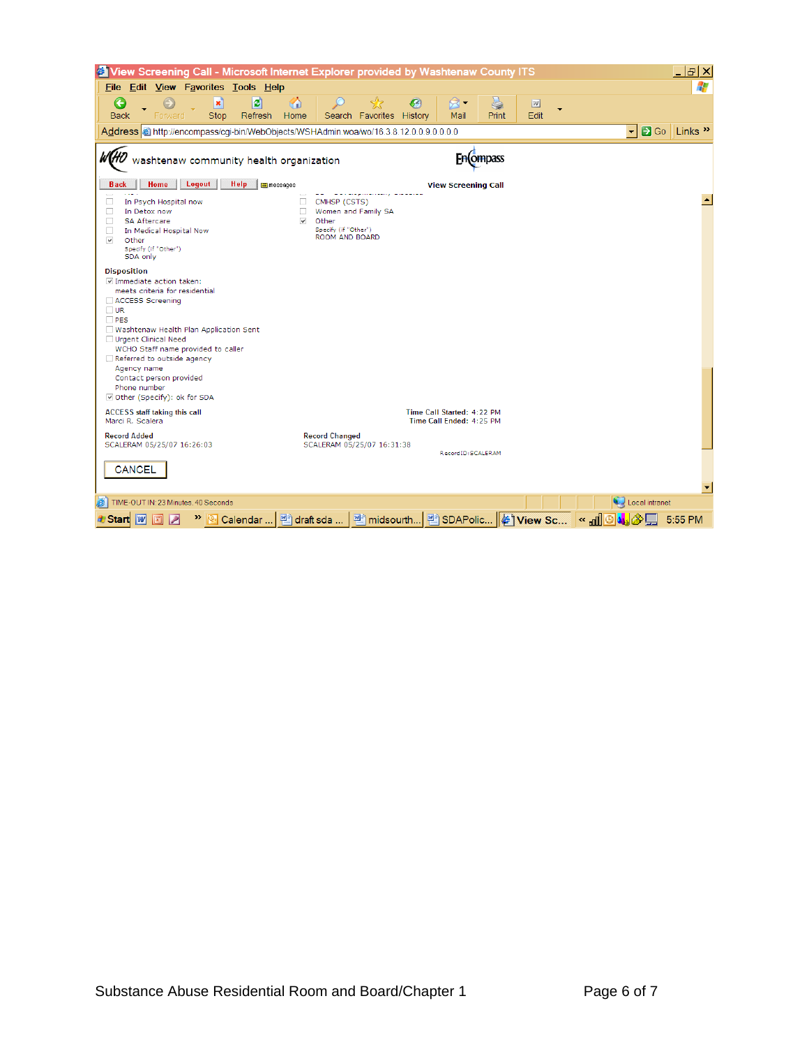View Screening Call - Microsoft Internet Explorer provided by Washtenaw County ITS

File Edit View Favorites Tools Help

Address http://encompass/cgi-bin/WebObjects/WSHAdmin.woa/wo/16.3.8.12.0.0.9.0.0.0.0

washtenaw community health organization — Encompass

Back | Home | Logout | Help | messages

**View Screening Call**

- ☐ In Psych Hospital now
- ☐ In Detox now
- ☐ SA Aftercare
- ☐ In Medical Hospital Now
- ☑ Other
  - Specify (if "Other")
  - SDA only

- ☐ CMHSP (CSTS)
- ☐ Women and Family SA
- ☑ Other
  - Specify (if "Other")
  - ROOM AND BOARD

**Disposition**

- ☑ Immediate action taken:
  - meets criteria for residential
- ☐ ACCESS Screening
- ☐ UR
- ☐ PES
- ☐ Washtenaw Health Plan Application Sent
- ☐ Urgent Clinical Need
  - WCHO Staff name provided to caller
- ☐ Referred to outside agency
  - Agency name
  - Contact person provided
  - Phone number
- ☑ Other (Specify): ok for SDA

**ACCESS staff taking this call**
Marci R. Scalera

**Time Call Started:** 4:22 PM
**Time Call Ended:** 4:25 PM

**Record Added**
SCALERAM 05/25/07 16:26:03

**Record Changed**
SCALERAM 05/25/07 16:31:38

RecordID:SCALERAM

CANCEL

TIME-OUT IN: 23 Minutes, 40 Seconds — Local intranet

Start | Calendar ... | draft sda ... | midsourth... | SDAPolic... | View Sc... | 5:55 PM

Substance Abuse Residential Room and Board/Chapter 1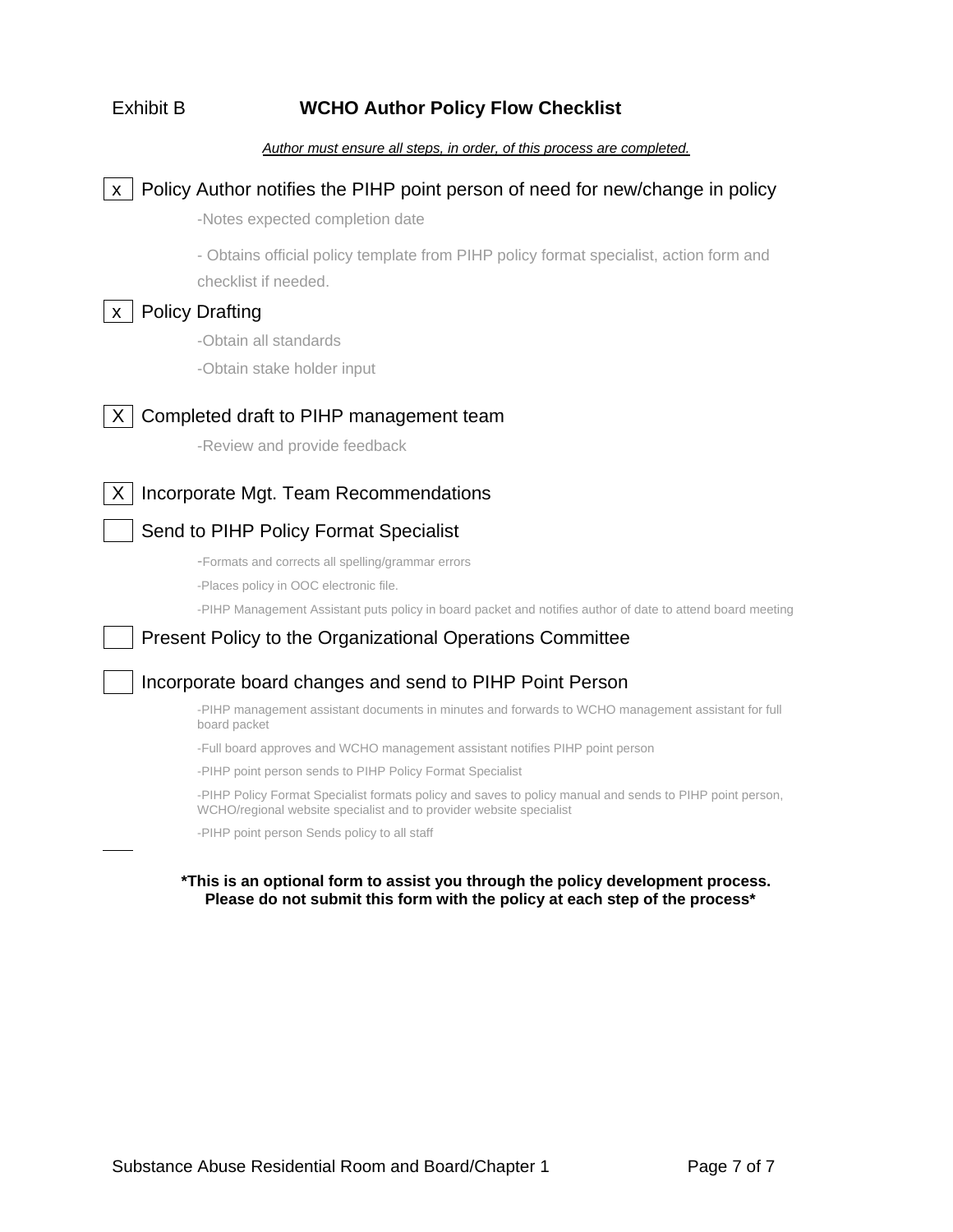Exhibit B **WCHO Author Policy Flow Checklist**

*Author must ensure all steps, in order, of this process are completed.*

- [x] Policy Author notifies the PIHP point person of need for new/change in policy
  - -Notes expected completion date
  - - Obtains official policy template from PIHP policy format specialist, action form and checklist if needed.
- [x] Policy Drafting
  - -Obtain all standards
  - -Obtain stake holder input
- [X] Completed draft to PIHP management team
  - -Review and provide feedback
- [X] Incorporate Mgt. Team Recommendations
- [ ] Send to PIHP Policy Format Specialist
  - -Formats and corrects all spelling/grammar errors
  - -Places policy in OOC electronic file.
  - -PIHP Management Assistant puts policy in board packet and notifies author of date to attend board meeting
- [ ] Present Policy to the Organizational Operations Committee
- [ ] Incorporate board changes and send to PIHP Point Person
  - -PIHP management assistant documents in minutes and forwards to WCHO management assistant for full board packet
  - -Full board approves and WCHO management assistant notifies PIHP point person
  - -PIHP point person sends to PIHP Policy Format Specialist
  - -PIHP Policy Format Specialist formats policy and saves to policy manual and sends to PIHP point person, WCHO/regional website specialist and to provider website specialist
  - -PIHP point person Sends policy to all staff

**\*This is an optional form to assist you through the policy development process. Please do not submit this form with the policy at each step of the process\***